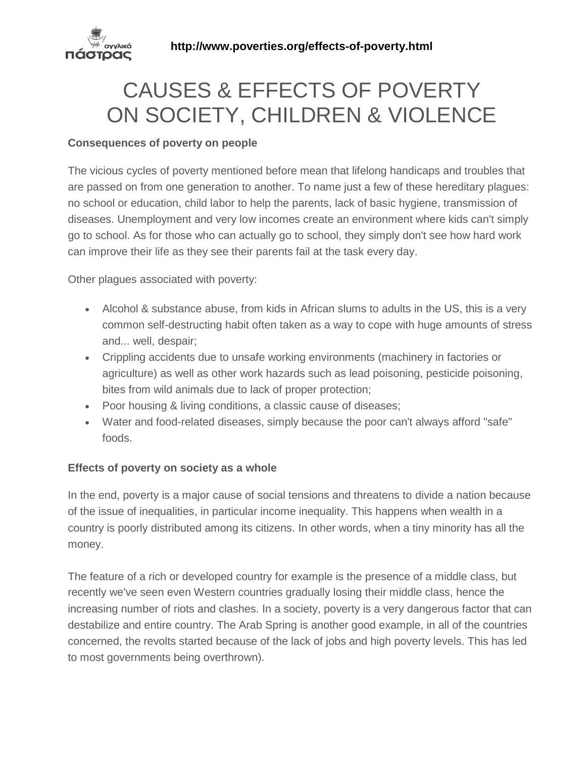http://www.poverties.org/effects-of-poverty.html

# CAUSES & EFFECTS OF POVERTY ON SOCIETY, CHILDREN & VIOLENCE

**Consequences of poverty on people**

The vicious cycles of poverty mentioned before mean that lifelong handicaps and troubles that are passed on from one generation to another. To name just a few of these hereditary plagues: no school or education, child labor to help the parents, lack of basic hygiene, transmission of diseases. Unemployment and very low incomes create an environment where kids can't simply go to school. As for those who can actually go to school, they simply don't see how hard work can improve their life as they see their parents fail at the task every day.

Other plagues associated with poverty:

- Alcohol & substance abuse, from kids in African slums to adults in the US, this is a very common self-destructing habit often taken as a way to cope with huge amounts of stress and... well, despair;
- Crippling accidents due to unsafe working environments (machinery in factories or agriculture) as well as other work hazards such as lead poisoning, pesticide poisoning, bites from wild animals due to lack of proper protection;
- Poor housing & living conditions, a classic cause of diseases;
- Water and food-related diseases, simply because the poor can't always afford "safe" foods.

**Effects of poverty on society as a whole**

In the end, poverty is a major cause of social tensions and threatens to divide a nation because of the issue of inequalities, in particular income inequality. This happens when wealth in a country is poorly distributed among its citizens. In other words, when a tiny minority has all the money.

The feature of a rich or developed country for example is the presence of a middle class, but recently we've seen even Western countries gradually losing their middle class, hence the increasing number of riots and clashes. In a society, poverty is a very dangerous factor that can destabilize and entire country. The Arab Spring is another good example, in all of the countries concerned, the revolts started because of the lack of jobs and high poverty levels. This has led to most governments being overthrown).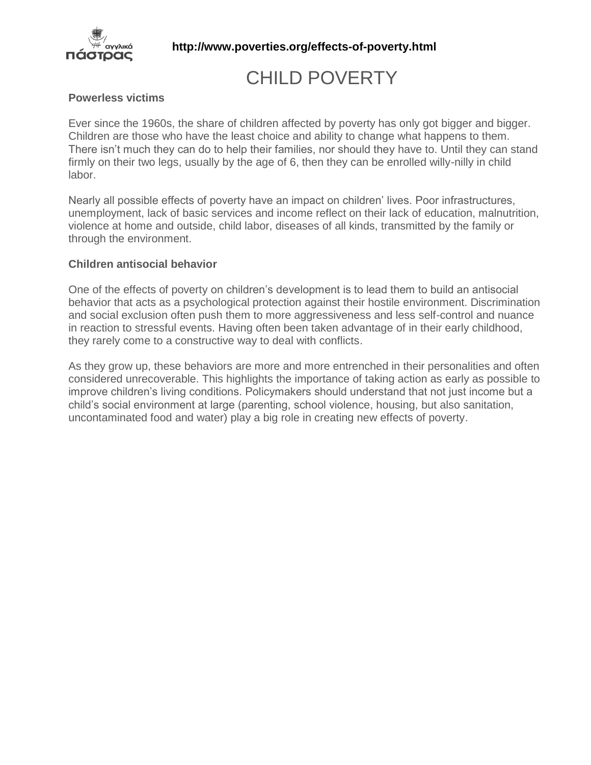http://www.poverties.org/effects-of-poverty.html

# CHILD POVERTY

**Powerless victims**

Ever since the 1960s, the share of children affected by poverty has only got bigger and bigger. Children are those who have the least choice and ability to change what happens to them. There isn't much they can do to help their families, nor should they have to. Until they can stand firmly on their two legs, usually by the age of 6, then they can be enrolled willy-nilly in child labor.

Nearly all possible effects of poverty have an impact on children' lives. Poor infrastructures, unemployment, lack of basic services and income reflect on their lack of education, malnutrition, violence at home and outside, child labor, diseases of all kinds, transmitted by the family or through the environment.

**Children antisocial behavior**

One of the effects of poverty on children's development is to lead them to build an antisocial behavior that acts as a psychological protection against their hostile environment. Discrimination and social exclusion often push them to more aggressiveness and less self-control and nuance in reaction to stressful events. Having often been taken advantage of in their early childhood, they rarely come to a constructive way to deal with conflicts.

As they grow up, these behaviors are more and more entrenched in their personalities and often considered unrecoverable. This highlights the importance of taking action as early as possible to improve children's living conditions. Policymakers should understand that not just income but a child's social environment at large (parenting, school violence, housing, but also sanitation, uncontaminated food and water) play a big role in creating new effects of poverty.